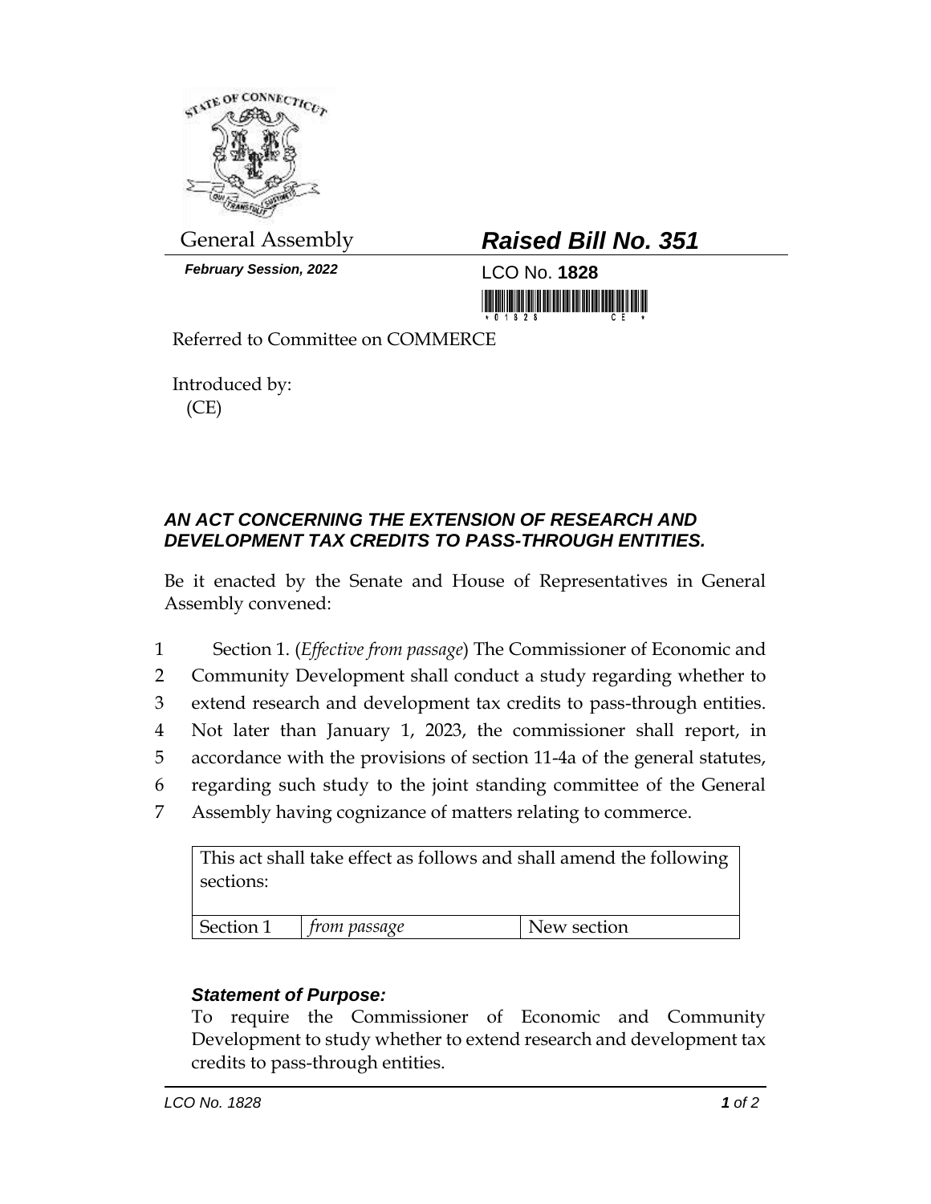General Assembly

***February Session, 2022***

# ***Raised Bill No. 351***

LCO No. **1828**

Referred to Committee on COMMERCE

Introduced by:
(CE)

## ***AN ACT CONCERNING THE EXTENSION OF RESEARCH AND DEVELOPMENT TAX CREDITS TO PASS-THROUGH ENTITIES.***

Be it enacted by the Senate and House of Representatives in General Assembly convened:

1 Section 1. (*Effective from passage*) The Commissioner of Economic and
2 Community Development shall conduct a study regarding whether to
3 extend research and development tax credits to pass-through entities.
4 Not later than January 1, 2023, the commissioner shall report, in
5 accordance with the provisions of section 11-4a of the general statutes,
6 regarding such study to the joint standing committee of the General
7 Assembly having cognizance of matters relating to commerce.

| This act shall take effect as follows and shall amend the following sections: | | |
|---|---|---|
| Section 1 | *from passage* | New section |

***Statement of Purpose:***

To require the Commissioner of Economic and Community Development to study whether to extend research and development tax credits to pass-through entities.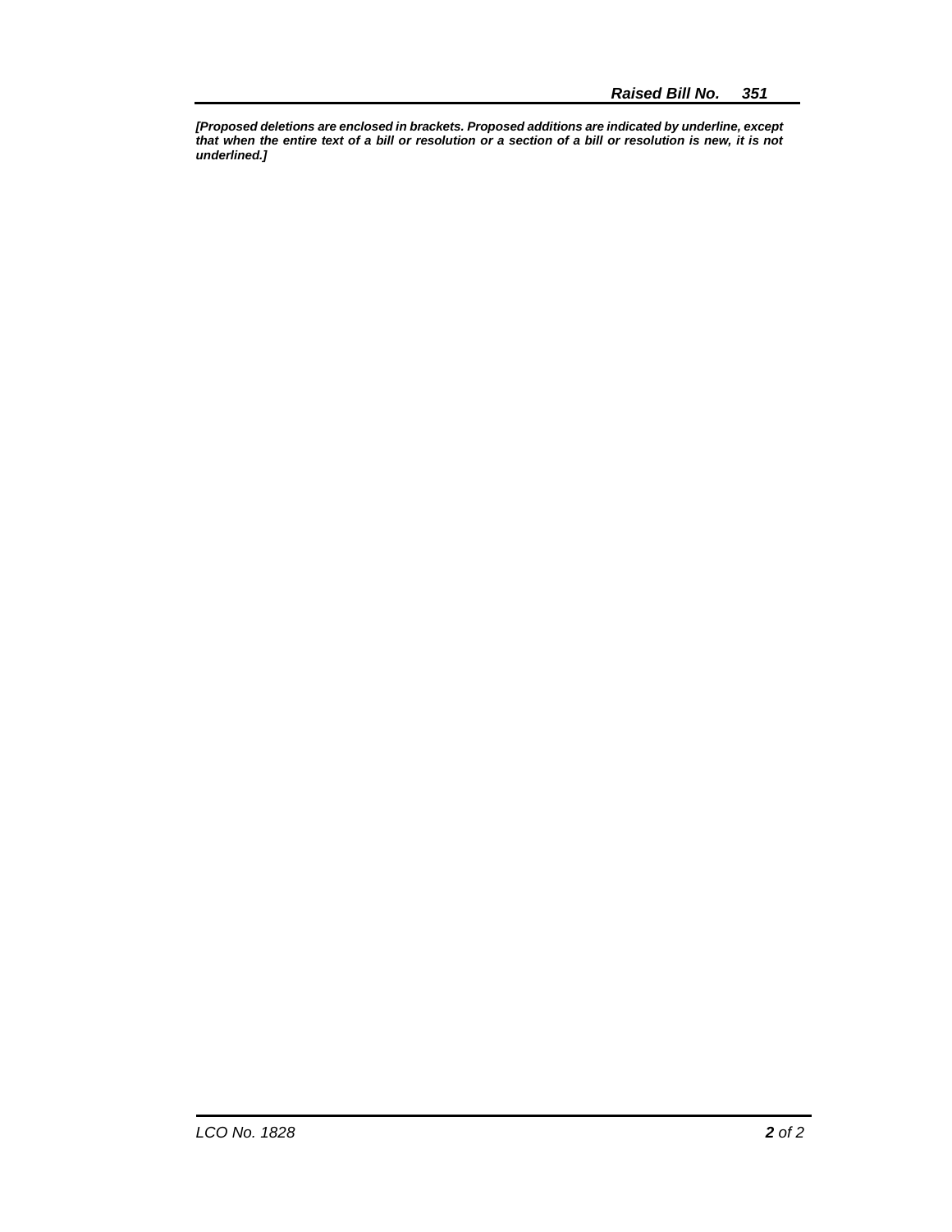*[Proposed deletions are enclosed in brackets. Proposed additions are indicated by underline, except that when the entire text of a bill or resolution or a section of a bill or resolution is new, it is not underlined.]*